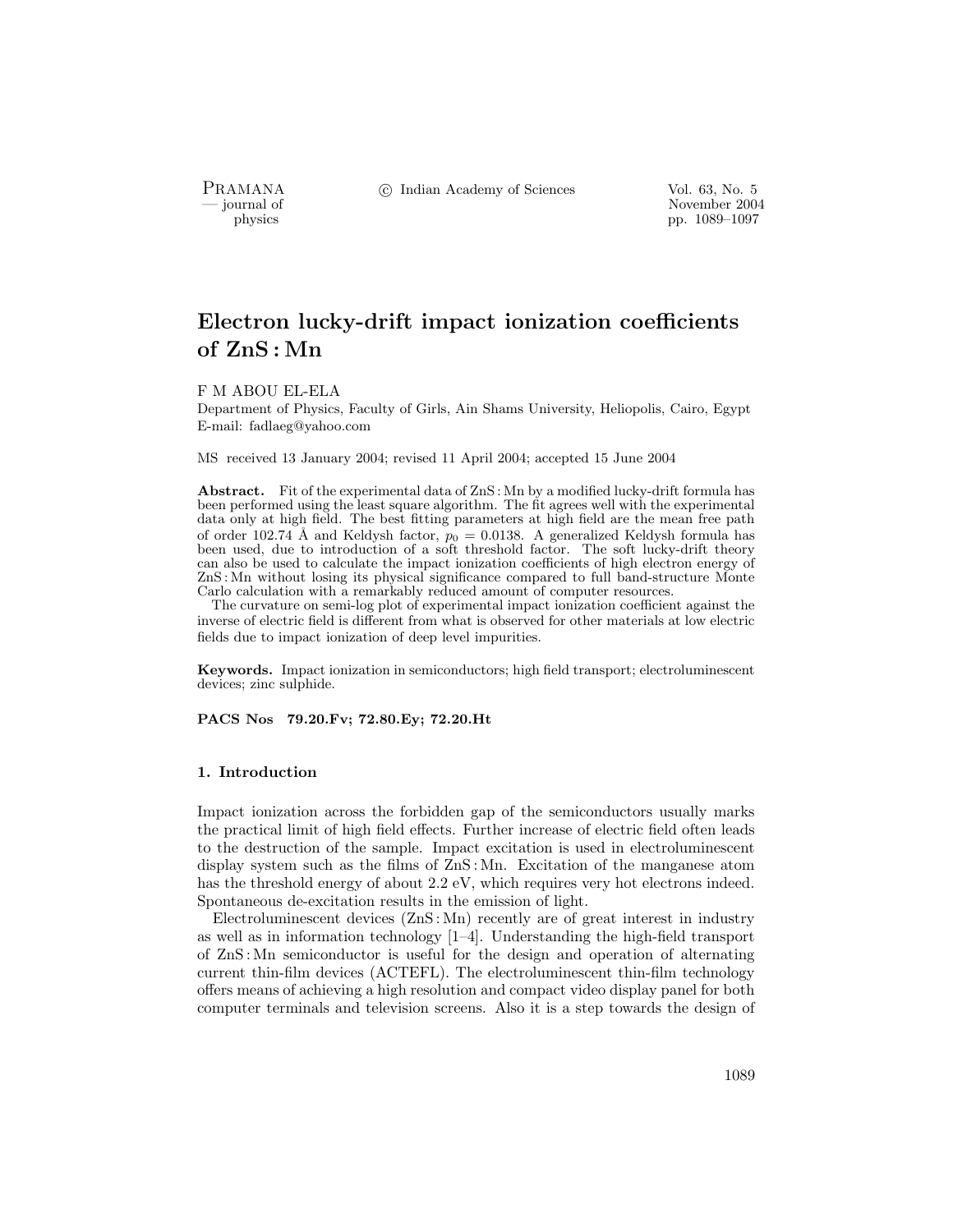# Electron lucky-drift impact ionization coefficients of ZnS : Mn

F M ABOU EL-ELA

Department of Physics, Faculty of Girls, Ain Shams University, Heliopolis, Cairo, Egypt
E-mail: fadlaeg@yahoo.com

MS received 13 January 2004; revised 11 April 2004; accepted 15 June 2004

**Abstract.** Fit of the experimental data of ZnS : Mn by a modified lucky-drift formula has been performed using the least square algorithm. The fit agrees well with the experimental data only at high field. The best fitting parameters at high field are the mean free path of order 102.74 Å and Keldysh factor, $p_0 = 0.0138$. A generalized Keldysh formula has been used, due to introduction of a soft threshold factor. The soft lucky-drift theory can also be used to calculate the impact ionization coefficients of high electron energy of ZnS : Mn without losing its physical significance compared to full band-structure Monte Carlo calculation with a remarkably reduced amount of computer resources.

The curvature on semi-log plot of experimental impact ionization coefficient against the inverse of electric field is different from what is observed for other materials at low electric fields due to impact ionization of deep level impurities.

**Keywords.** Impact ionization in semiconductors; high field transport; electroluminescent devices; zinc sulphide.

**PACS Nos 79.20.Fv; 72.80.Ey; 72.20.Ht**

## 1. Introduction

Impact ionization across the forbidden gap of the semiconductors usually marks the practical limit of high field effects. Further increase of electric field often leads to the destruction of the sample. Impact excitation is used in electroluminescent display system such as the films of ZnS : Mn. Excitation of the manganese atom has the threshold energy of about 2.2 eV, which requires very hot electrons indeed. Spontaneous de-excitation results in the emission of light.

Electroluminescent devices (ZnS : Mn) recently are of great interest in industry as well as in information technology [1–4]. Understanding the high-field transport of ZnS : Mn semiconductor is useful for the design and operation of alternating current thin-film devices (ACTEFL). The electroluminescent thin-film technology offers means of achieving a high resolution and compact video display panel for both computer terminals and television screens. Also it is a step towards the design of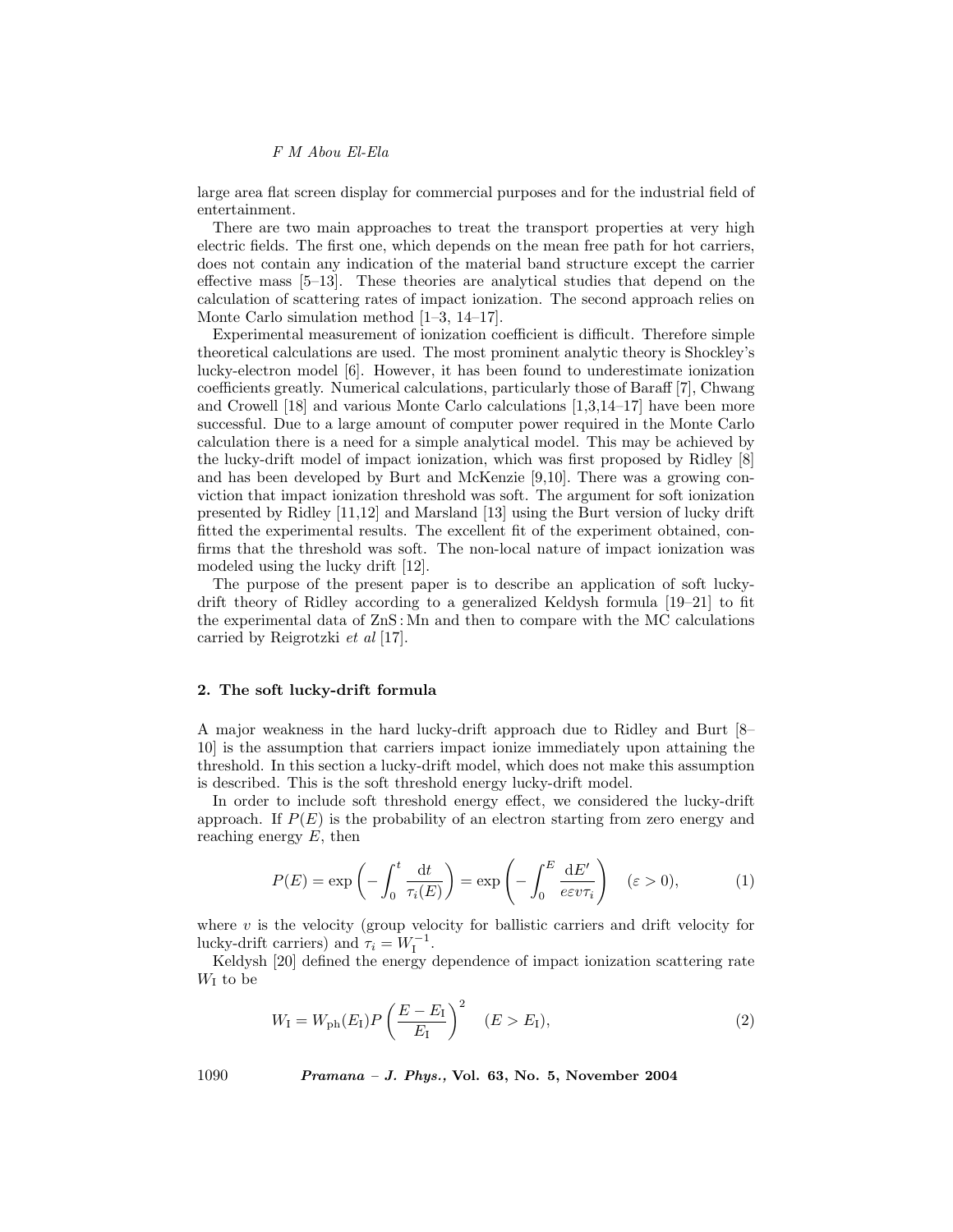large area flat screen display for commercial purposes and for the industrial field of entertainment.

There are two main approaches to treat the transport properties at very high electric fields. The first one, which depends on the mean free path for hot carriers, does not contain any indication of the material band structure except the carrier effective mass [5–13]. These theories are analytical studies that depend on the calculation of scattering rates of impact ionization. The second approach relies on Monte Carlo simulation method [1–3, 14–17].

Experimental measurement of ionization coefficient is difficult. Therefore simple theoretical calculations are used. The most prominent analytic theory is Shockley's lucky-electron model [6]. However, it has been found to underestimate ionization coefficients greatly. Numerical calculations, particularly those of Baraff [7], Chwang and Crowell [18] and various Monte Carlo calculations [1,3,14–17] have been more successful. Due to a large amount of computer power required in the Monte Carlo calculation there is a need for a simple analytical model. This may be achieved by the lucky-drift model of impact ionization, which was first proposed by Ridley [8] and has been developed by Burt and McKenzie [9,10]. There was a growing conviction that impact ionization threshold was soft. The argument for soft ionization presented by Ridley [11,12] and Marsland [13] using the Burt version of lucky drift fitted the experimental results. The excellent fit of the experiment obtained, confirms that the threshold was soft. The non-local nature of impact ionization was modeled using the lucky drift [12].

The purpose of the present paper is to describe an application of soft lucky-drift theory of Ridley according to a generalized Keldysh formula [19–21] to fit the experimental data of ZnS : Mn and then to compare with the MC calculations carried by Reigrotzki *et al* [17].

## 2. The soft lucky-drift formula

A major weakness in the hard lucky-drift approach due to Ridley and Burt [8–10] is the assumption that carriers impact ionize immediately upon attaining the threshold. In this section a lucky-drift model, which does not make this assumption is described. This is the soft threshold energy lucky-drift model.

In order to include soft threshold energy effect, we considered the lucky-drift approach. If $P(E)$ is the probability of an electron starting from zero energy and reaching energy $E$, then

$$P(E) = \exp\left(-\int_0^t \frac{\mathrm{d}t}{\tau_i(E)}\right) = \exp\left(-\int_0^E \frac{\mathrm{d}E'}{e\varepsilon v\tau_i}\right) \quad (\varepsilon > 0), \tag{1}$$

where $v$ is the velocity (group velocity for ballistic carriers and drift velocity for lucky-drift carriers) and $\tau_i = W_\mathrm{I}^{-1}$.

Keldysh [20] defined the energy dependence of impact ionization scattering rate $W_\mathrm{I}$ to be

$$W_\mathrm{I} = W_\mathrm{ph}(E_\mathrm{I})P\left(\frac{E - E_\mathrm{I}}{E_\mathrm{I}}\right)^2 \quad (E > E_\mathrm{I}), \tag{2}$$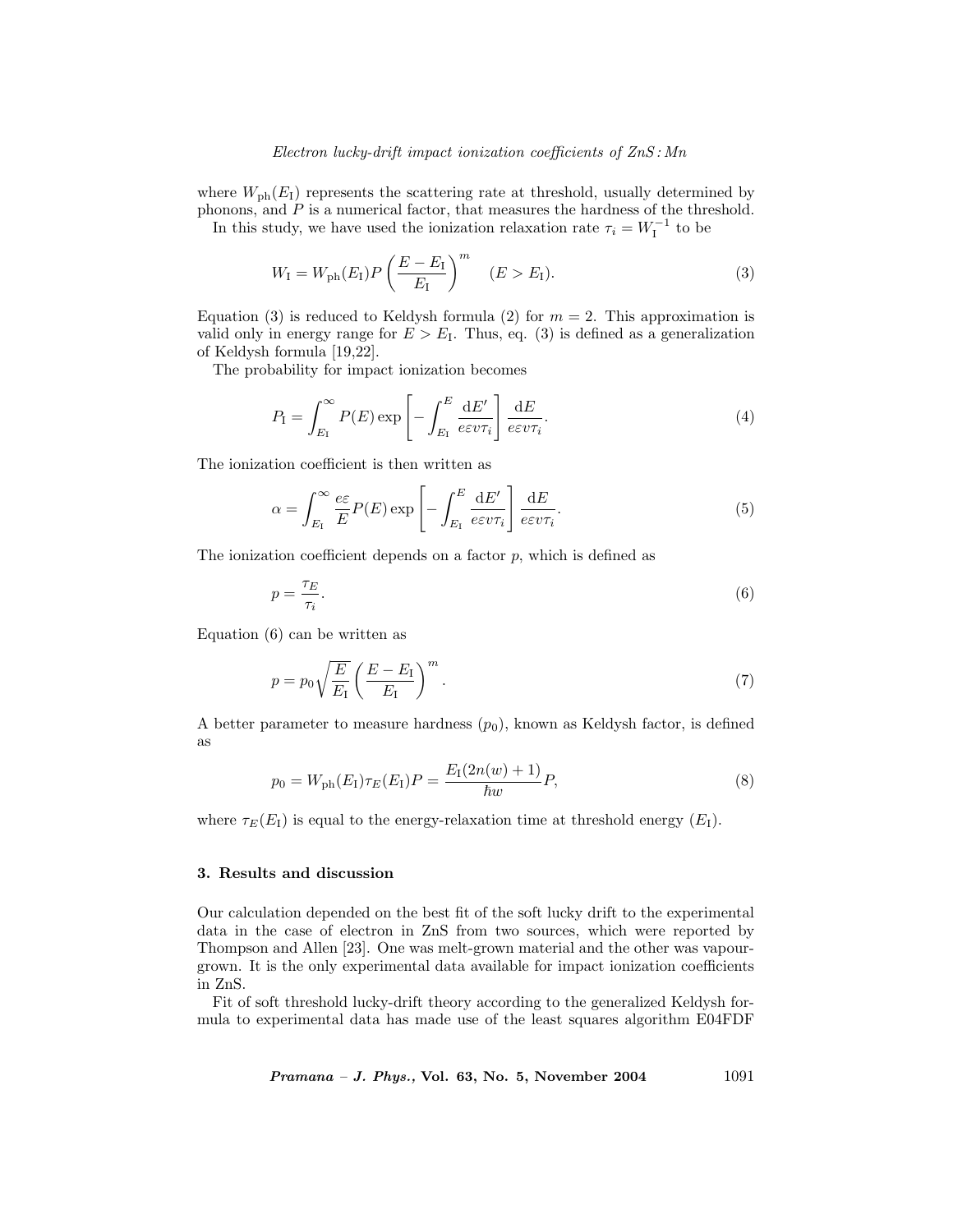where $W_{\text{ph}}(E_{\text{I}})$ represents the scattering rate at threshold, usually determined by phonons, and $P$ is a numerical factor, that measures the hardness of the threshold.

In this study, we have used the ionization relaxation rate $\tau_i = W_{\text{I}}^{-1}$ to be

$$W_{\text{I}} = W_{\text{ph}}(E_{\text{I}}) P \left( \frac{E - E_{\text{I}}}{E_{\text{I}}} \right)^m \quad (E > E_{\text{I}}). \tag{3}$$

Equation (3) is reduced to Keldysh formula (2) for $m = 2$. This approximation is valid only in energy range for $E > E_{\text{I}}$. Thus, eq. (3) is defined as a generalization of Keldysh formula [19,22].

The probability for impact ionization becomes

$$P_{\text{I}} = \int_{E_{\text{I}}}^{\infty} P(E) \exp \left[ - \int_{E_{\text{I}}}^{E} \frac{\mathrm{d}E'}{e\varepsilon v \tau_i} \right] \frac{\mathrm{d}E}{e\varepsilon v \tau_i}. \tag{4}$$

The ionization coefficient is then written as

$$\alpha = \int_{E_{\text{I}}}^{\infty} \frac{e\varepsilon}{E} P(E) \exp \left[ - \int_{E_{\text{I}}}^{E} \frac{\mathrm{d}E'}{e\varepsilon v \tau_i} \right] \frac{\mathrm{d}E}{e\varepsilon v \tau_i}. \tag{5}$$

The ionization coefficient depends on a factor $p$, which is defined as

$$p = \frac{\tau_E}{\tau_i}. \tag{6}$$

Equation (6) can be written as

$$p = p_0 \sqrt{\frac{E}{E_{\text{I}}}} \left( \frac{E - E_{\text{I}}}{E_{\text{I}}} \right)^m. \tag{7}$$

A better parameter to measure hardness ($p_0$), known as Keldysh factor, is defined as

$$p_0 = W_{\text{ph}}(E_{\text{I}}) \tau_E(E_{\text{I}}) P = \frac{E_{\text{I}}(2n(w) + 1)}{\hbar w} P, \tag{8}$$

where $\tau_E(E_{\text{I}})$ is equal to the energy-relaxation time at threshold energy ($E_{\text{I}}$).

## 3. Results and discussion

Our calculation depended on the best fit of the soft lucky drift to the experimental data in the case of electron in ZnS from two sources, which were reported by Thompson and Allen [23]. One was melt-grown material and the other was vapour-grown. It is the only experimental data available for impact ionization coefficients in ZnS.

Fit of soft threshold lucky-drift theory according to the generalized Keldysh formula to experimental data has made use of the least squares algorithm E04FDF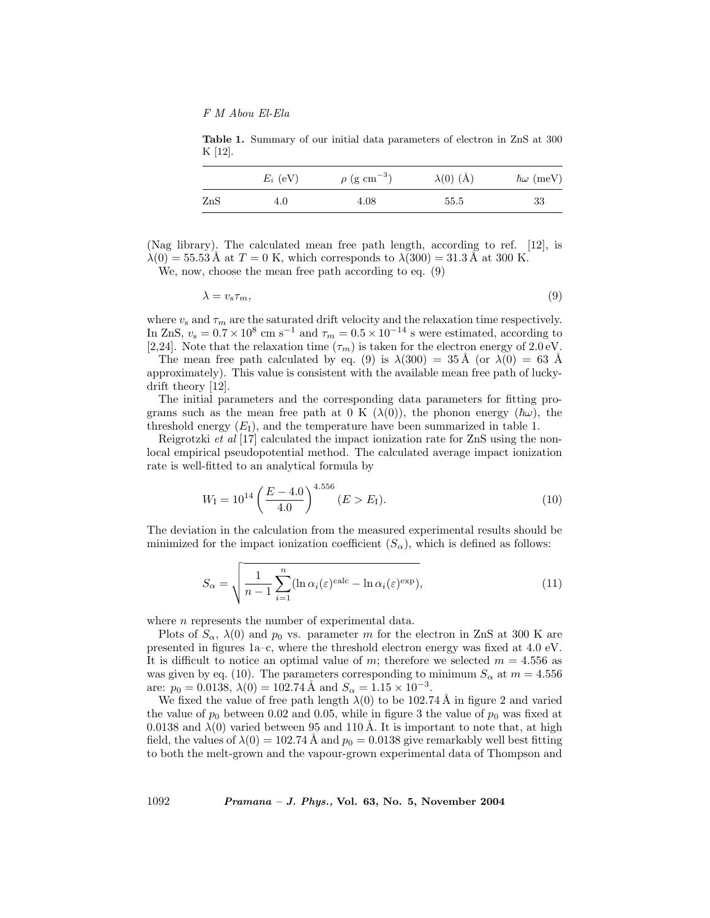**Table 1.** Summary of our initial data parameters of electron in ZnS at 300 K [12].

| | $E_i$ (eV) | $\rho$ (g cm$^{-3}$) | $\lambda(0)$ (Å) | $\hbar\omega$ (meV) |
|---|---|---|---|---|
| ZnS | 4.0 | 4.08 | 55.5 | 33 |

(Nag library). The calculated mean free path length, according to ref. [12], is $\lambda(0) = 55.53$ Å at $T = 0$ K, which corresponds to $\lambda(300) = 31.3$ Å at 300 K.

We, now, choose the mean free path according to eq. (9)

$$\lambda = v_{\rm s}\tau_m, \tag{9}$$

where $v_{\rm s}$ and $\tau_m$ are the saturated drift velocity and the relaxation time respectively. In ZnS, $v_{\rm s} = 0.7 \times 10^8$ cm s$^{-1}$ and $\tau_m = 0.5 \times 10^{-14}$ s were estimated, according to [2,24]. Note that the relaxation time ($\tau_m$) is taken for the electron energy of 2.0 eV.

The mean free path calculated by eq. (9) is $\lambda(300) = 35$ Å (or $\lambda(0) = 63$ Å approximately). This value is consistent with the available mean free path of lucky-drift theory [12].

The initial parameters and the corresponding data parameters for fitting programs such as the mean free path at 0 K ($\lambda(0)$), the phonon energy ($\hbar\omega$), the threshold energy ($E_{\rm I}$), and the temperature have been summarized in table 1.

Reigrotzki *et al* [17] calculated the impact ionization rate for ZnS using the non-local empirical pseudopotential method. The calculated average impact ionization rate is well-fitted to an analytical formula by

$$W_{\rm I} = 10^{14}\left(\frac{E - 4.0}{4.0}\right)^{4.556} \quad (E > E_{\rm I}). \tag{10}$$

The deviation in the calculation from the measured experimental results should be minimized for the impact ionization coefficient ($S_\alpha$), which is defined as follows:

$$S_\alpha = \sqrt{\frac{1}{n-1}\sum_{i=1}^{n}(\ln \alpha_i(\varepsilon)^{\rm calc} - \ln \alpha_i(\varepsilon)^{\rm exp})}, \tag{11}$$

where $n$ represents the number of experimental data.

Plots of $S_\alpha$, $\lambda(0)$ and $p_0$ vs. parameter $m$ for the electron in ZnS at 300 K are presented in figures 1a–c, where the threshold electron energy was fixed at 4.0 eV. It is difficult to notice an optimal value of $m$; therefore we selected $m = 4.556$ as was given by eq. (10). The parameters corresponding to minimum $S_\alpha$ at $m = 4.556$ are: $p_0 = 0.0138$, $\lambda(0) = 102.74$ Å and $S_\alpha = 1.15 \times 10^{-3}$.

We fixed the value of free path length $\lambda(0)$ to be 102.74 Å in figure 2 and varied the value of $p_0$ between 0.02 and 0.05, while in figure 3 the value of $p_0$ was fixed at 0.0138 and $\lambda(0)$ varied between 95 and 110 Å. It is important to note that, at high field, the values of $\lambda(0) = 102.74$ Å and $p_0 = 0.0138$ give remarkably well best fitting to both the melt-grown and the vapour-grown experimental data of Thompson and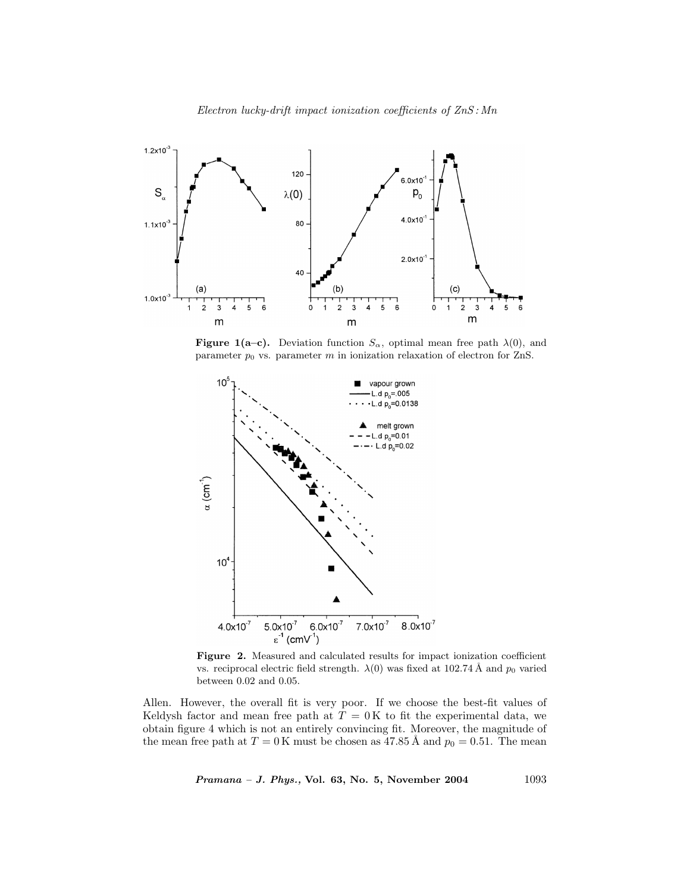**Figure 1(a–c).** Deviation function $S_\alpha$, optimal mean free path $\lambda(0)$, and parameter $p_0$ vs. parameter $m$ in ionization relaxation of electron for ZnS.

**Figure 2.** Measured and calculated results for impact ionization coefficient vs. reciprocal electric field strength. $\lambda(0)$ was fixed at 102.74 Å and $p_0$ varied between 0.02 and 0.05.

Allen. However, the overall fit is very poor. If we choose the best-fit values of Keldysh factor and mean free path at $T = 0$ K to fit the experimental data, we obtain figure 4 which is not an entirely convincing fit. Moreover, the magnitude of the mean free path at $T = 0$ K must be chosen as 47.85 Å and $p_0 = 0.51$. The mean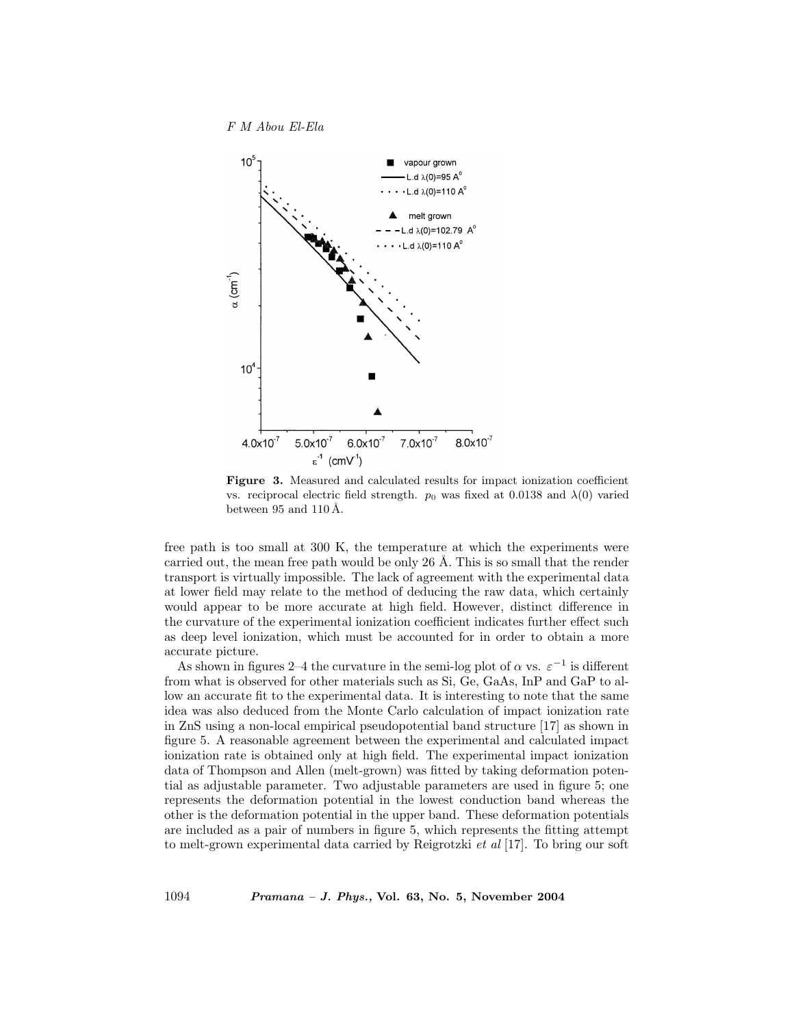**Figure 3.** Measured and calculated results for impact ionization coefficient vs. reciprocal electric field strength. $p_0$ was fixed at 0.0138 and $\lambda(0)$ varied between 95 and 110 Å.

free path is too small at 300 K, the temperature at which the experiments were carried out, the mean free path would be only 26 Å. This is so small that the render transport is virtually impossible. The lack of agreement with the experimental data at lower field may relate to the method of deducing the raw data, which certainly would appear to be more accurate at high field. However, distinct difference in the curvature of the experimental ionization coefficient indicates further effect such as deep level ionization, which must be accounted for in order to obtain a more accurate picture.

As shown in figures 2–4 the curvature in the semi-log plot of $\alpha$ vs. $\varepsilon^{-1}$ is different from what is observed for other materials such as Si, Ge, GaAs, InP and GaP to allow an accurate fit to the experimental data. It is interesting to note that the same idea was also deduced from the Monte Carlo calculation of impact ionization rate in ZnS using a non-local empirical pseudopotential band structure [17] as shown in figure 5. A reasonable agreement between the experimental and calculated impact ionization rate is obtained only at high field. The experimental impact ionization data of Thompson and Allen (melt-grown) was fitted by taking deformation potential as adjustable parameter. Two adjustable parameters are used in figure 5; one represents the deformation potential in the lowest conduction band whereas the other is the deformation potential in the upper band. These deformation potentials are included as a pair of numbers in figure 5, which represents the fitting attempt to melt-grown experimental data carried by Reigrotzki *et al* [17]. To bring our soft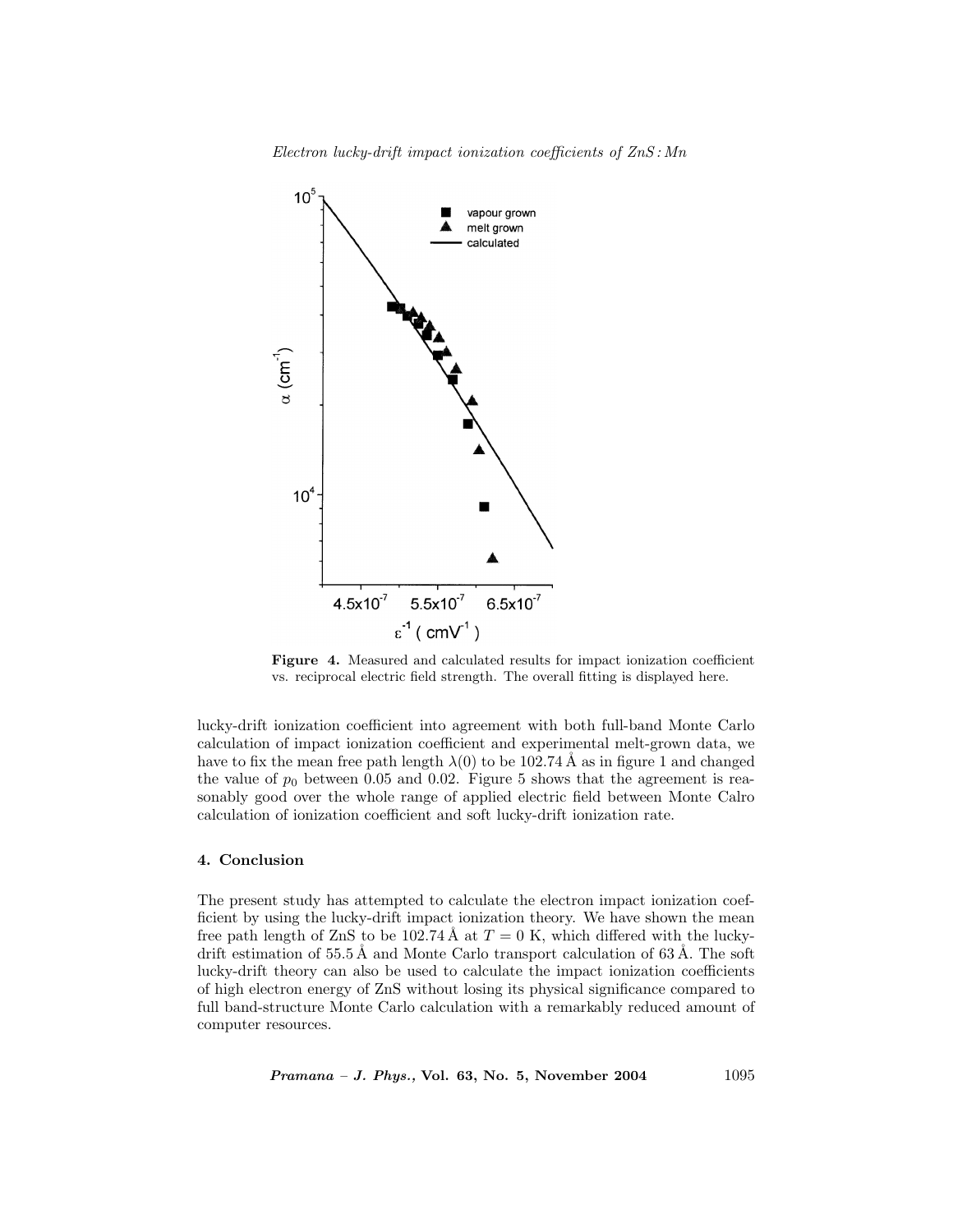**Figure 4.** Measured and calculated results for impact ionization coefficient vs. reciprocal electric field strength. The overall fitting is displayed here.

lucky-drift ionization coefficient into agreement with both full-band Monte Carlo calculation of impact ionization coefficient and experimental melt-grown data, we have to fix the mean free path length $\lambda(0)$ to be 102.74 Å as in figure 1 and changed the value of $p_0$ between 0.05 and 0.02. Figure 5 shows that the agreement is reasonably good over the whole range of applied electric field between Monte Calro calculation of ionization coefficient and soft lucky-drift ionization rate.

## 4. Conclusion

The present study has attempted to calculate the electron impact ionization coefficient by using the lucky-drift impact ionization theory. We have shown the mean free path length of ZnS to be 102.74 Å at $T = 0$ K, which differed with the lucky-drift estimation of 55.5 Å and Monte Carlo transport calculation of 63 Å. The soft lucky-drift theory can also be used to calculate the impact ionization coefficients of high electron energy of ZnS without losing its physical significance compared to full band-structure Monte Carlo calculation with a remarkably reduced amount of computer resources.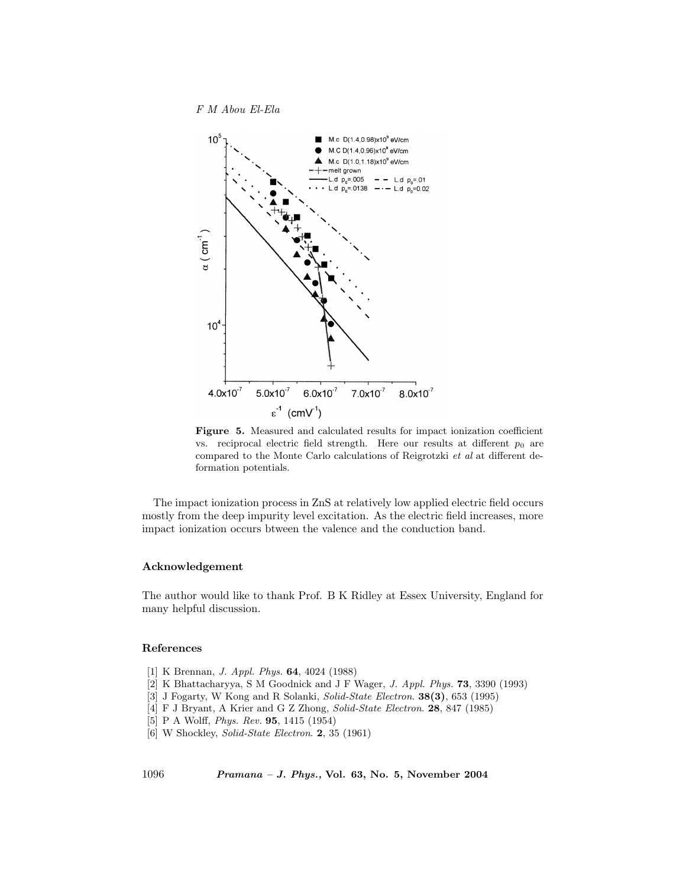**Figure 5.** Measured and calculated results for impact ionization coefficient vs. reciprocal electric field strength. Here our results at different $p_0$ are compared to the Monte Carlo calculations of Reigrotzki *et al* at different deformation potentials.

The impact ionization process in ZnS at relatively low applied electric field occurs mostly from the deep impurity level excitation. As the electric field increases, more impact ionization occurs btween the valence and the conduction band.

## Acknowledgement

The author would like to thank Prof. B K Ridley at Essex University, England for many helpful discussion.

## References

[1] K Brennan, *J. Appl. Phys.* **64**, 4024 (1988)

[2] K Bhattacharyya, S M Goodnick and J F Wager, *J. Appl. Phys.* **73**, 3390 (1993)

[3] J Fogarty, W Kong and R Solanki, *Solid-State Electron.* **38(3)**, 653 (1995)

[4] F J Bryant, A Krier and G Z Zhong, *Solid-State Electron.* **28**, 847 (1985)

[5] P A Wolff, *Phys. Rev.* **95**, 1415 (1954)

[6] W Shockley, *Solid-State Electron.* **2**, 35 (1961)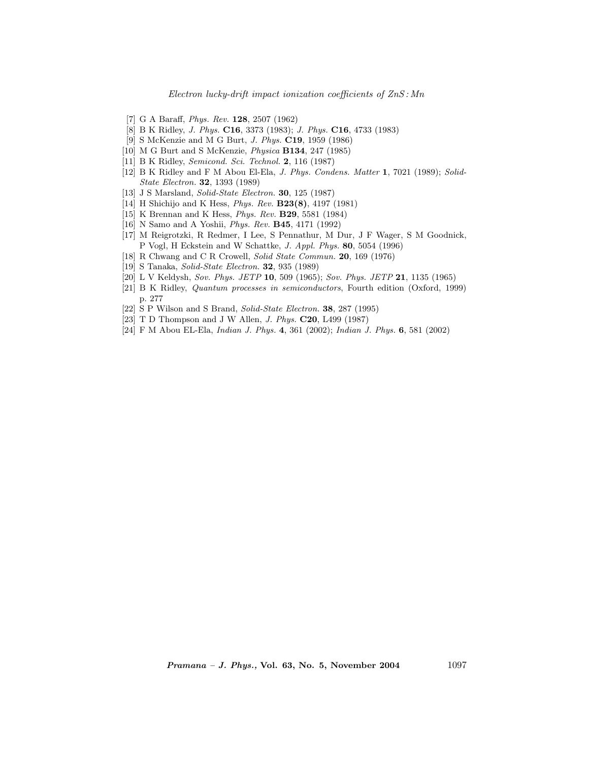[7] G A Baraff, *Phys. Rev.* **128**, 2507 (1962)
[8] B K Ridley, *J. Phys.* **C16**, 3373 (1983); *J. Phys.* **C16**, 4733 (1983)
[9] S McKenzie and M G Burt, *J. Phys.* **C19**, 1959 (1986)
[10] M G Burt and S McKenzie, *Physica* **B134**, 247 (1985)
[11] B K Ridley, *Semicond. Sci. Technol.* **2**, 116 (1987)
[12] B K Ridley and F M Abou El-Ela, *J. Phys. Condens. Matter* **1**, 7021 (1989); *Solid-State Electron.* **32**, 1393 (1989)
[13] J S Marsland, *Solid-State Electron.* **30**, 125 (1987)
[14] H Shichijo and K Hess, *Phys. Rev.* **B23(8)**, 4197 (1981)
[15] K Brennan and K Hess, *Phys. Rev.* **B29**, 5581 (1984)
[16] N Samo and A Yoshii, *Phys. Rev.* **B45**, 4171 (1992)
[17] M Reigrotzki, R Redmer, I Lee, S Pennathur, M Dur, J F Wager, S M Goodnick, P Vogl, H Eckstein and W Schattke, *J. Appl. Phys.* **80**, 5054 (1996)
[18] R Chwang and C R Crowell, *Solid State Commun.* **20**, 169 (1976)
[19] S Tanaka, *Solid-State Electron.* **32**, 935 (1989)
[20] L V Keldysh, *Sov. Phys. JETP* **10**, 509 (1965); *Sov. Phys. JETP* **21**, 1135 (1965)
[21] B K Ridley, *Quantum processes in semiconductors*, Fourth edition (Oxford, 1999) p. 277
[22] S P Wilson and S Brand, *Solid-State Electron.* **38**, 287 (1995)
[23] T D Thompson and J W Allen, *J. Phys.* **C20**, L499 (1987)
[24] F M Abou EL-Ela, *Indian J. Phys.* **4**, 361 (2002); *Indian J. Phys.* **6**, 581 (2002)